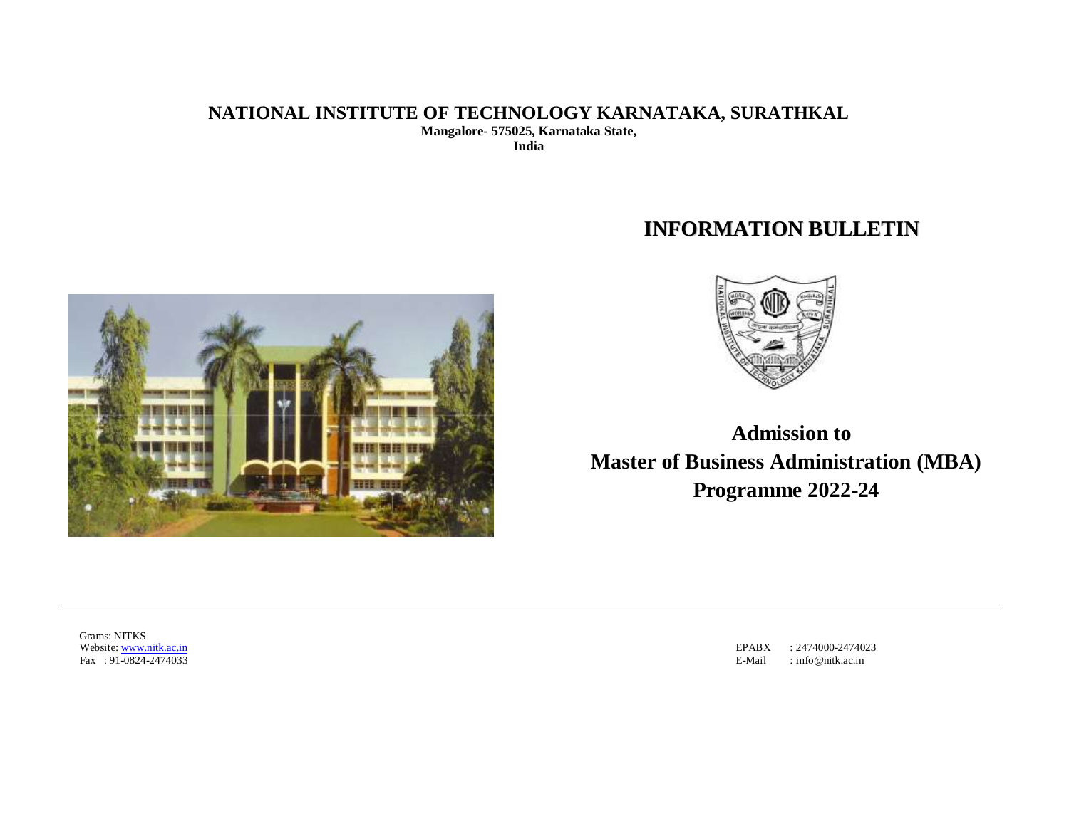# NATIONAL INSTITUTE OF TECHNOLOGY KARNATAKA, SURATHKAL

**Mangalore- 575025, Karnataka State,**
**India**

## INFORMATION BULLETIN

## Admission to
## Master of Business Administration (MBA)
## Programme 2022-24

---

Grams: NITKS
Website: www.nitk.ac.in
Fax : 91-0824-2474033

EPABX : 2474000-2474023
E-Mail : info@nitk.ac.in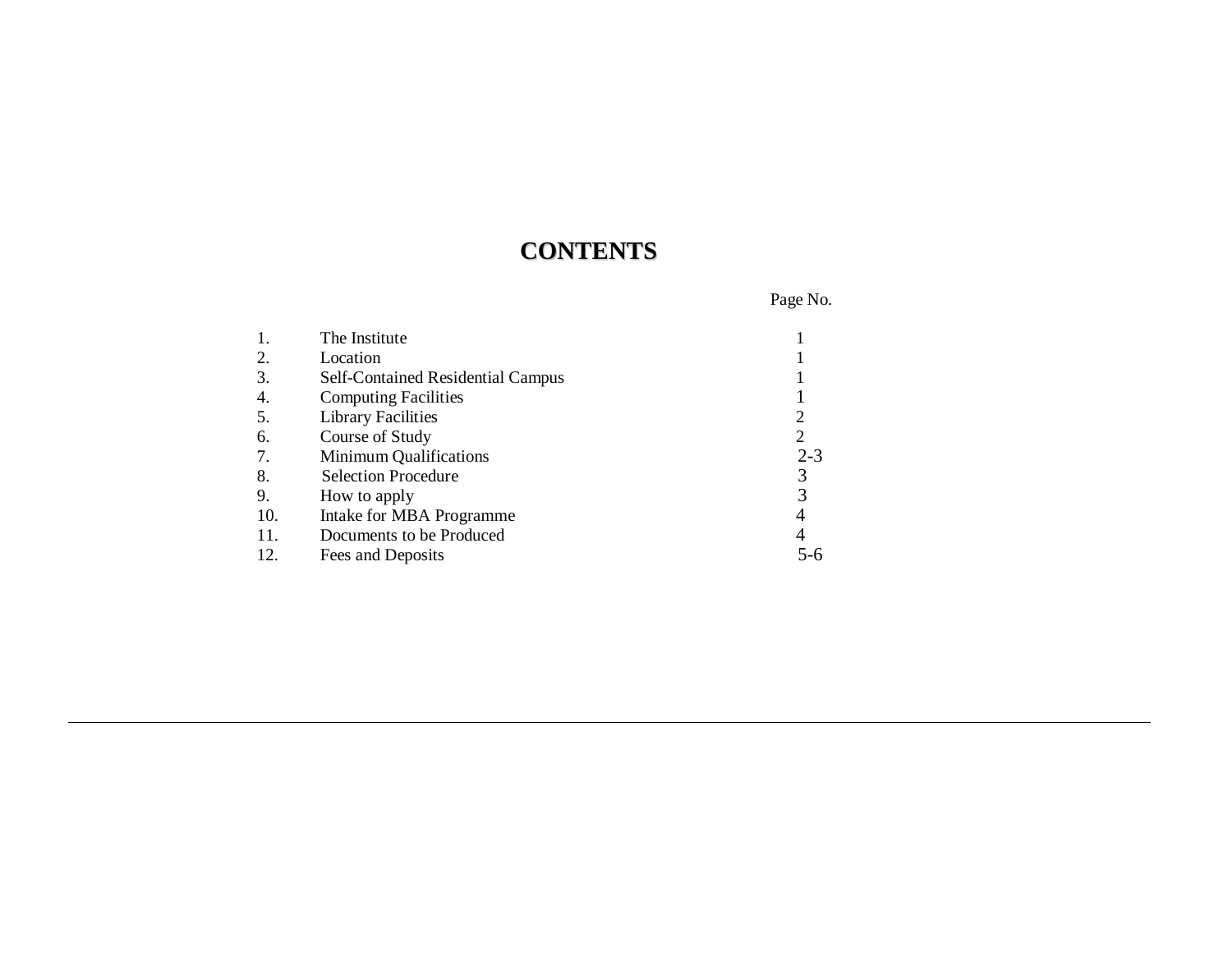# CONTENTS

| | | Page No. |
|---|---|---|
| 1. | The Institute | 1 |
| 2. | Location | 1 |
| 3. | Self-Contained Residential Campus | 1 |
| 4. | Computing Facilities | 1 |
| 5. | Library Facilities | 2 |
| 6. | Course of Study | 2 |
| 7. | Minimum Qualifications | 2-3 |
| 8. | Selection Procedure | 3 |
| 9. | How to apply | 3 |
| 10. | Intake for MBA Programme | 4 |
| 11. | Documents to be Produced | 4 |
| 12. | Fees and Deposits | 5-6 |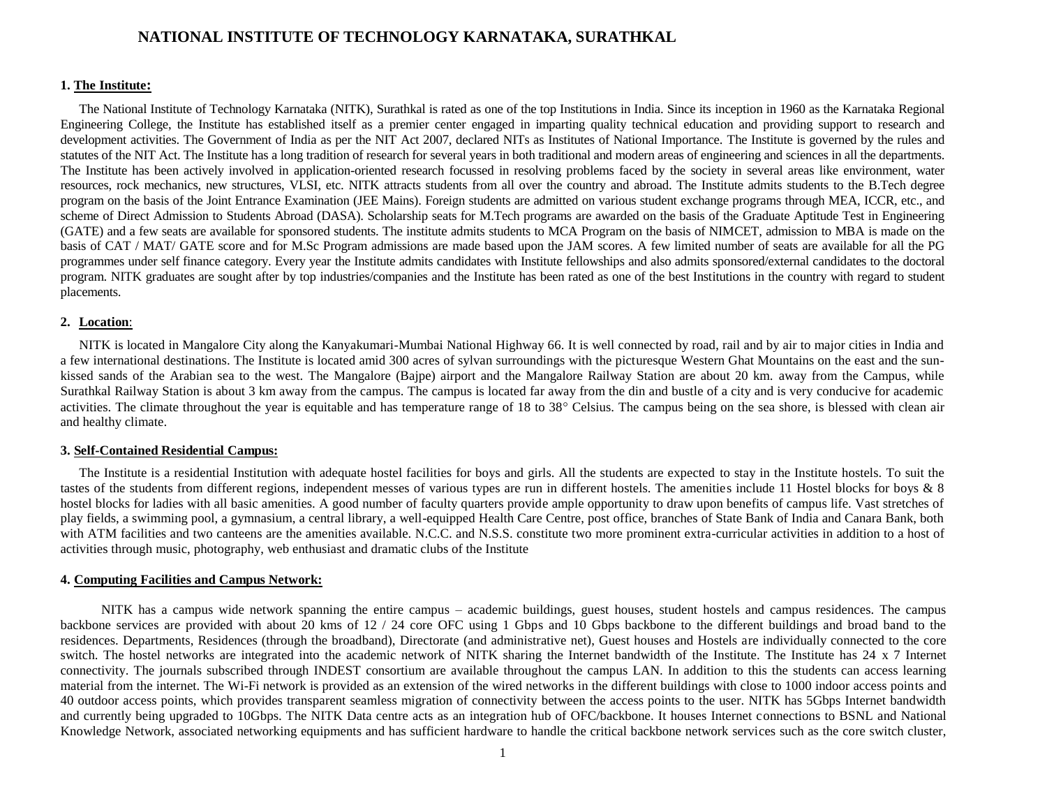# NATIONAL INSTITUTE OF TECHNOLOGY KARNATAKA, SURATHKAL

## 1. The Institute:

The National Institute of Technology Karnataka (NITK), Surathkal is rated as one of the top Institutions in India. Since its inception in 1960 as the Karnataka Regional Engineering College, the Institute has established itself as a premier center engaged in imparting quality technical education and providing support to research and development activities. The Government of India as per the NIT Act 2007, declared NITs as Institutes of National Importance. The Institute is governed by the rules and statutes of the NIT Act. The Institute has a long tradition of research for several years in both traditional and modern areas of engineering and sciences in all the departments. The Institute has been actively involved in application-oriented research focussed in resolving problems faced by the society in several areas like environment, water resources, rock mechanics, new structures, VLSI, etc. NITK attracts students from all over the country and abroad. The Institute admits students to the B.Tech degree program on the basis of the Joint Entrance Examination (JEE Mains). Foreign students are admitted on various student exchange programs through MEA, ICCR, etc., and scheme of Direct Admission to Students Abroad (DASA). Scholarship seats for M.Tech programs are awarded on the basis of the Graduate Aptitude Test in Engineering (GATE) and a few seats are available for sponsored students. The institute admits students to MCA Program on the basis of NIMCET, admission to MBA is made on the basis of CAT / MAT/ GATE score and for M.Sc Program admissions are made based upon the JAM scores. A few limited number of seats are available for all the PG programmes under self finance category. Every year the Institute admits candidates with Institute fellowships and also admits sponsored/external candidates to the doctoral program. NITK graduates are sought after by top industries/companies and the Institute has been rated as one of the best Institutions in the country with regard to student placements.

## 2. Location:

NITK is located in Mangalore City along the Kanyakumari-Mumbai National Highway 66. It is well connected by road, rail and by air to major cities in India and a few international destinations. The Institute is located amid 300 acres of sylvan surroundings with the picturesque Western Ghat Mountains on the east and the sun-kissed sands of the Arabian sea to the west. The Mangalore (Bajpe) airport and the Mangalore Railway Station are about 20 km. away from the Campus, while Surathkal Railway Station is about 3 km away from the campus. The campus is located far away from the din and bustle of a city and is very conducive for academic activities. The climate throughout the year is equitable and has temperature range of 18 to 38° Celsius. The campus being on the sea shore, is blessed with clean air and healthy climate.

## 3. Self-Contained Residential Campus:

The Institute is a residential Institution with adequate hostel facilities for boys and girls. All the students are expected to stay in the Institute hostels. To suit the tastes of the students from different regions, independent messes of various types are run in different hostels. The amenities include 11 Hostel blocks for boys & 8 hostel blocks for ladies with all basic amenities. A good number of faculty quarters provide ample opportunity to draw upon benefits of campus life. Vast stretches of play fields, a swimming pool, a gymnasium, a central library, a well-equipped Health Care Centre, post office, branches of State Bank of India and Canara Bank, both with ATM facilities and two canteens are the amenities available. N.C.C. and N.S.S. constitute two more prominent extra-curricular activities in addition to a host of activities through music, photography, web enthusiast and dramatic clubs of the Institute

## 4. Computing Facilities and Campus Network:

NITK has a campus wide network spanning the entire campus – academic buildings, guest houses, student hostels and campus residences. The campus backbone services are provided with about 20 kms of 12 / 24 core OFC using 1 Gbps and 10 Gbps backbone to the different buildings and broad band to the residences. Departments, Residences (through the broadband), Directorate (and administrative net), Guest houses and Hostels are individually connected to the core switch. The hostel networks are integrated into the academic network of NITK sharing the Internet bandwidth of the Institute. The Institute has 24 x 7 Internet connectivity. The journals subscribed through INDEST consortium are available throughout the campus LAN. In addition to this the students can access learning material from the internet. The Wi-Fi network is provided as an extension of the wired networks in the different buildings with close to 1000 indoor access points and 40 outdoor access points, which provides transparent seamless migration of connectivity between the access points to the user. NITK has 5Gbps Internet bandwidth and currently being upgraded to 10Gbps. The NITK Data centre acts as an integration hub of OFC/backbone. It houses Internet connections to BSNL and National Knowledge Network, associated networking equipments and has sufficient hardware to handle the critical backbone network services such as the core switch cluster,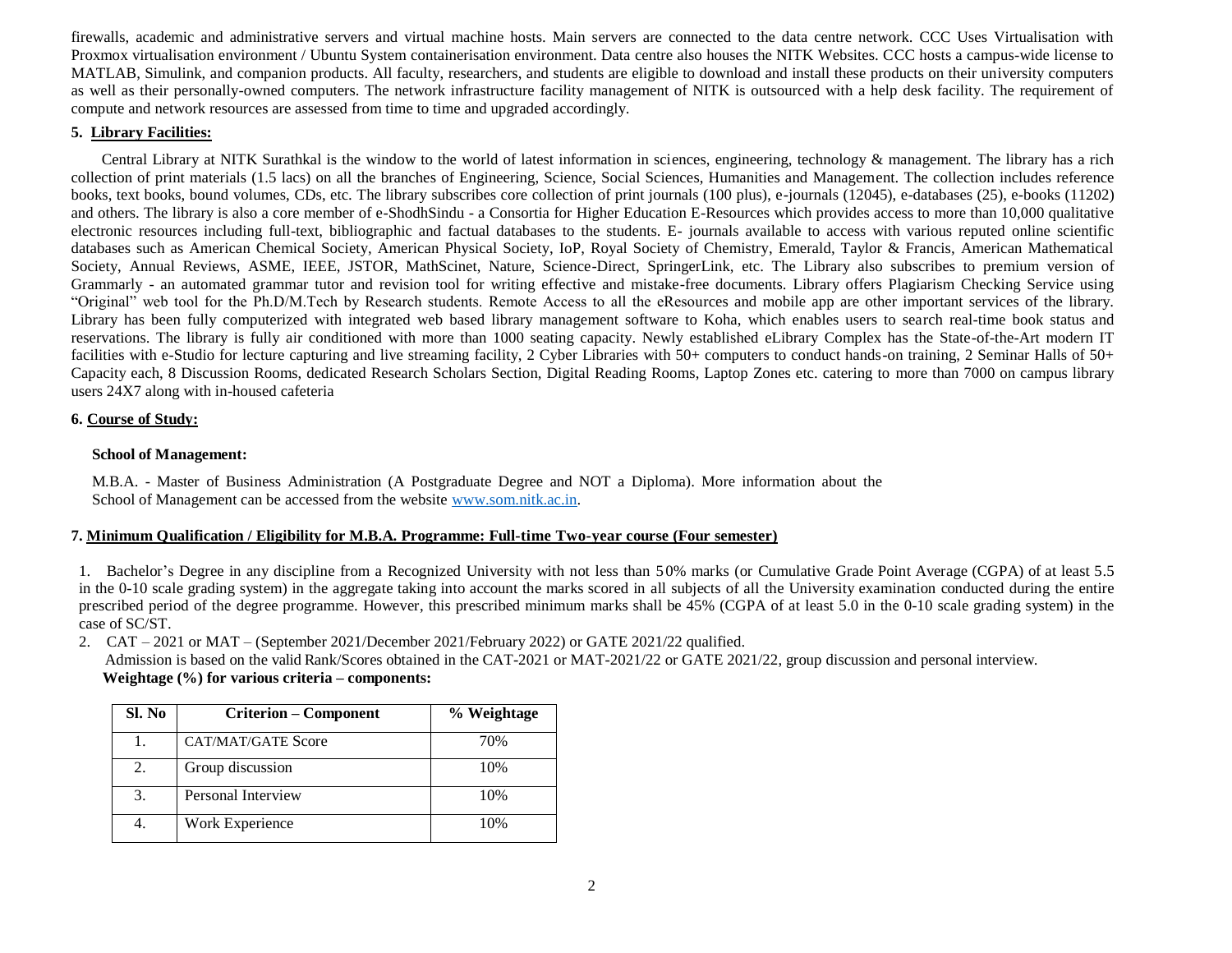firewalls, academic and administrative servers and virtual machine hosts. Main servers are connected to the data centre network. CCC Uses Virtualisation with Proxmox virtualisation environment / Ubuntu System containerisation environment. Data centre also houses the NITK Websites. CCC hosts a campus-wide license to MATLAB, Simulink, and companion products. All faculty, researchers, and students are eligible to download and install these products on their university computers as well as their personally-owned computers. The network infrastructure facility management of NITK is outsourced with a help desk facility. The requirement of compute and network resources are assessed from time to time and upgraded accordingly.

## 5. Library Facilities:

Central Library at NITK Surathkal is the window to the world of latest information in sciences, engineering, technology & management. The library has a rich collection of print materials (1.5 lacs) on all the branches of Engineering, Science, Social Sciences, Humanities and Management. The collection includes reference books, text books, bound volumes, CDs, etc. The library subscribes core collection of print journals (100 plus), e-journals (12045), e-databases (25), e-books (11202) and others. The library is also a core member of e-ShodhSindu - a Consortia for Higher Education E-Resources which provides access to more than 10,000 qualitative electronic resources including full-text, bibliographic and factual databases to the students. E- journals available to access with various reputed online scientific databases such as American Chemical Society, American Physical Society, IoP, Royal Society of Chemistry, Emerald, Taylor & Francis, American Mathematical Society, Annual Reviews, ASME, IEEE, JSTOR, MathScinet, Nature, Science-Direct, SpringerLink, etc. The Library also subscribes to premium version of Grammarly - an automated grammar tutor and revision tool for writing effective and mistake-free documents. Library offers Plagiarism Checking Service using "Original" web tool for the Ph.D/M.Tech by Research students. Remote Access to all the eResources and mobile app are other important services of the library. Library has been fully computerized with integrated web based library management software to Koha, which enables users to search real-time book status and reservations. The library is fully air conditioned with more than 1000 seating capacity. Newly established eLibrary Complex has the State-of-the-Art modern IT facilities with e-Studio for lecture capturing and live streaming facility, 2 Cyber Libraries with 50+ computers to conduct hands-on training, 2 Seminar Halls of 50+ Capacity each, 8 Discussion Rooms, dedicated Research Scholars Section, Digital Reading Rooms, Laptop Zones etc. catering to more than 7000 on campus library users 24X7 along with in-housed cafeteria

## 6. Course of Study:

**School of Management:**

M.B.A. - Master of Business Administration (A Postgraduate Degree and NOT a Diploma). More information about the School of Management can be accessed from the website www.som.nitk.ac.in.

## 7. Minimum Qualification / Eligibility for M.B.A. Programme: Full-time Two-year course (Four semester)

1. Bachelor's Degree in any discipline from a Recognized University with not less than 50% marks (or Cumulative Grade Point Average (CGPA) of at least 5.5 in the 0-10 scale grading system) in the aggregate taking into account the marks scored in all subjects of all the University examination conducted during the entire prescribed period of the degree programme. However, this prescribed minimum marks shall be 45% (CGPA of at least 5.0 in the 0-10 scale grading system) in the case of SC/ST.
2. CAT – 2021 or MAT – (September 2021/December 2021/February 2022) or GATE 2021/22 qualified.

   Admission is based on the valid Rank/Scores obtained in the CAT-2021 or MAT-2021/22 or GATE 2021/22, group discussion and personal interview.

   **Weightage (%) for various criteria – components:**

| Sl. No | Criterion – Component | % Weightage |
|---|---|---|
| 1. | CAT/MAT/GATE Score | 70% |
| 2. | Group discussion | 10% |
| 3. | Personal Interview | 10% |
| 4. | Work Experience | 10% |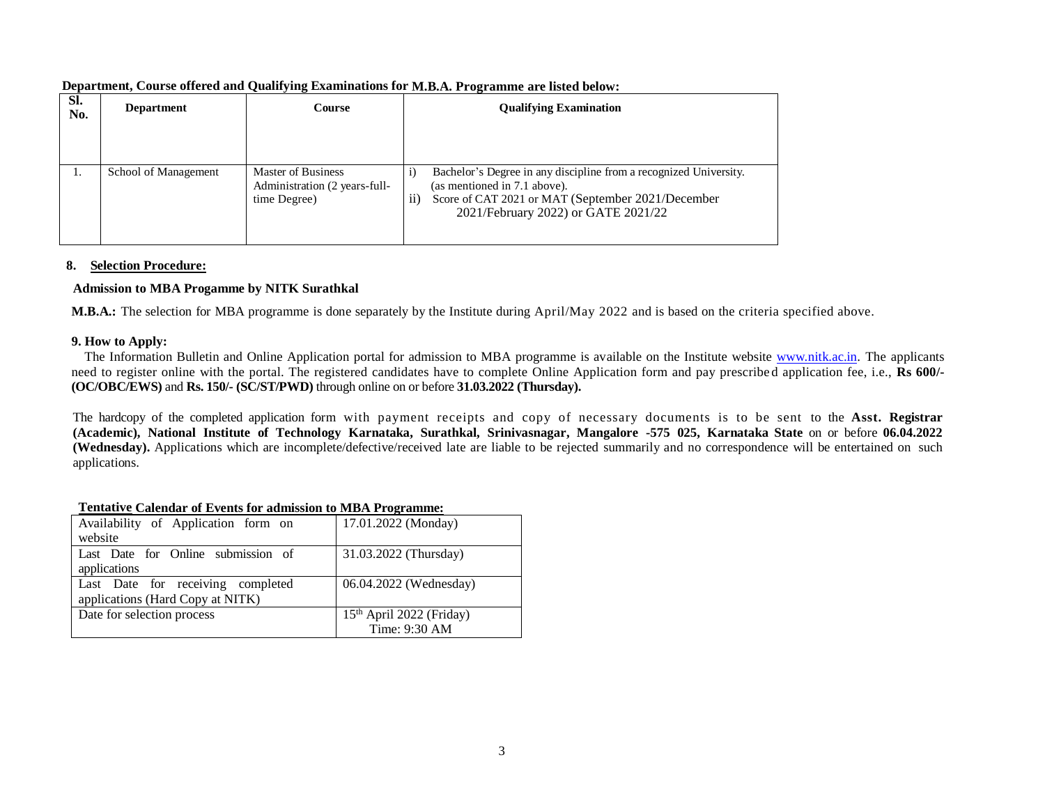**Department, Course offered and Qualifying Examinations for M.B.A. Programme are listed below:**

| Sl. No. | Department | Course | Qualifying Examination |
|---|---|---|---|
| 1. | School of Management | Master of Business Administration (2 years-full-time Degree) | i) Bachelor's Degree in any discipline from a recognized University. (as mentioned in 7.1 above). ii) Score of CAT 2021 or MAT (September 2021/December 2021/February 2022) or GATE 2021/22 |

## 8. Selection Procedure:

**Admission to MBA Progamme by NITK Surathkal**

**M.B.A.:** The selection for MBA programme is done separately by the Institute during April/May 2022 and is based on the criteria specified above.

## 9. How to Apply:

The Information Bulletin and Online Application portal for admission to MBA programme is available on the Institute website www.nitk.ac.in. The applicants need to register online with the portal. The registered candidates have to complete Online Application form and pay prescribed application fee, i.e., **Rs 600/- (OC/OBC/EWS)** and **Rs. 150/- (SC/ST/PWD)** through online on or before **31.03.2022 (Thursday).**

The hardcopy of the completed application form with payment receipts and copy of necessary documents is to be sent to the **Asst. Registrar (Academic), National Institute of Technology Karnataka, Surathkal, Srinivasnagar, Mangalore -575 025, Karnataka State** on or before **06.04.2022 (Wednesday).** Applications which are incomplete/defective/received late are liable to be rejected summarily and no correspondence will be entertained on such applications.

**Tentative Calendar of Events for admission to MBA Programme:**

| | |
|---|---|
| Availability of Application form on website | 17.01.2022 (Monday) |
| Last Date for Online submission of applications | 31.03.2022 (Thursday) |
| Last Date for receiving completed applications (Hard Copy at NITK) | 06.04.2022 (Wednesday) |
| Date for selection process | 15th April 2022 (Friday) Time: 9:30 AM |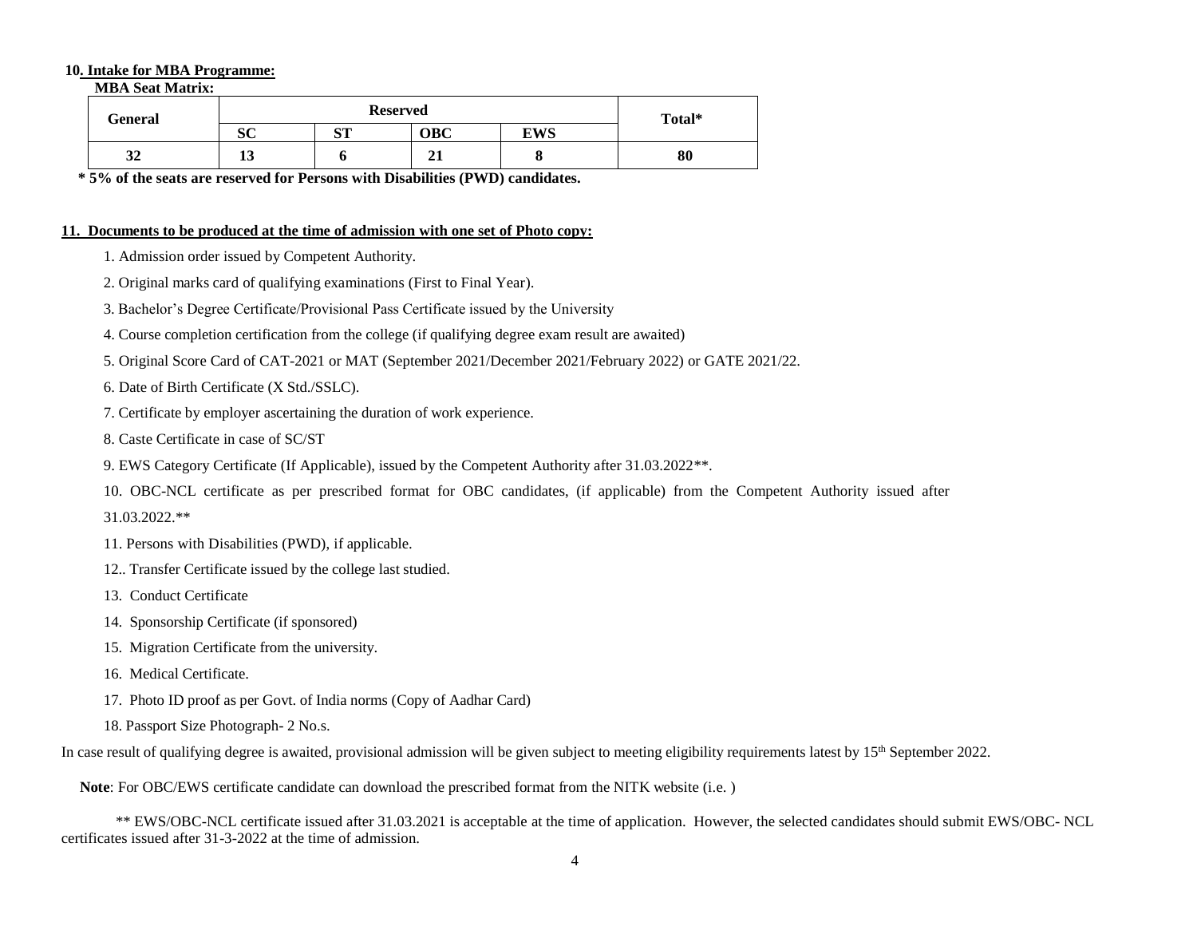**10. Intake for MBA Programme:**

**MBA Seat Matrix:**

| General | Reserved | | | | Total* |
|---|---|---|---|---|---|
| | SC | ST | OBC | EWS | |
| **32** | **13** | **6** | **21** | **8** | **80** |

**\* 5% of the seats are reserved for Persons with Disabilities (PWD) candidates.**

**11. Documents to be produced at the time of admission with one set of Photo copy:**

1. Admission order issued by Competent Authority.
2. Original marks card of qualifying examinations (First to Final Year).
3. Bachelor's Degree Certificate/Provisional Pass Certificate issued by the University
4. Course completion certification from the college (if qualifying degree exam result are awaited)
5. Original Score Card of CAT-2021 or MAT (September 2021/December 2021/February 2022) or GATE 2021/22.
6. Date of Birth Certificate (X Std./SSLC).
7. Certificate by employer ascertaining the duration of work experience.
8. Caste Certificate in case of SC/ST
9. EWS Category Certificate (If Applicable), issued by the Competent Authority after 31.03.2022**.
10. OBC-NCL certificate as per prescribed format for OBC candidates, (if applicable) from the Competent Authority issued after 31.03.2022.**
11. Persons with Disabilities (PWD), if applicable.
12. Transfer Certificate issued by the college last studied.
13. Conduct Certificate
14. Sponsorship Certificate (if sponsored)
15. Migration Certificate from the university.
16. Medical Certificate.
17. Photo ID proof as per Govt. of India norms (Copy of Aadhar Card)
18. Passport Size Photograph- 2 No.s.

In case result of qualifying degree is awaited, provisional admission will be given subject to meeting eligibility requirements latest by 15th September 2022.

**Note**: For OBC/EWS certificate candidate can download the prescribed format from the NITK website (i.e. )

** EWS/OBC-NCL certificate issued after 31.03.2021 is acceptable at the time of application. However, the selected candidates should submit EWS/OBC- NCL certificates issued after 31-3-2022 at the time of admission.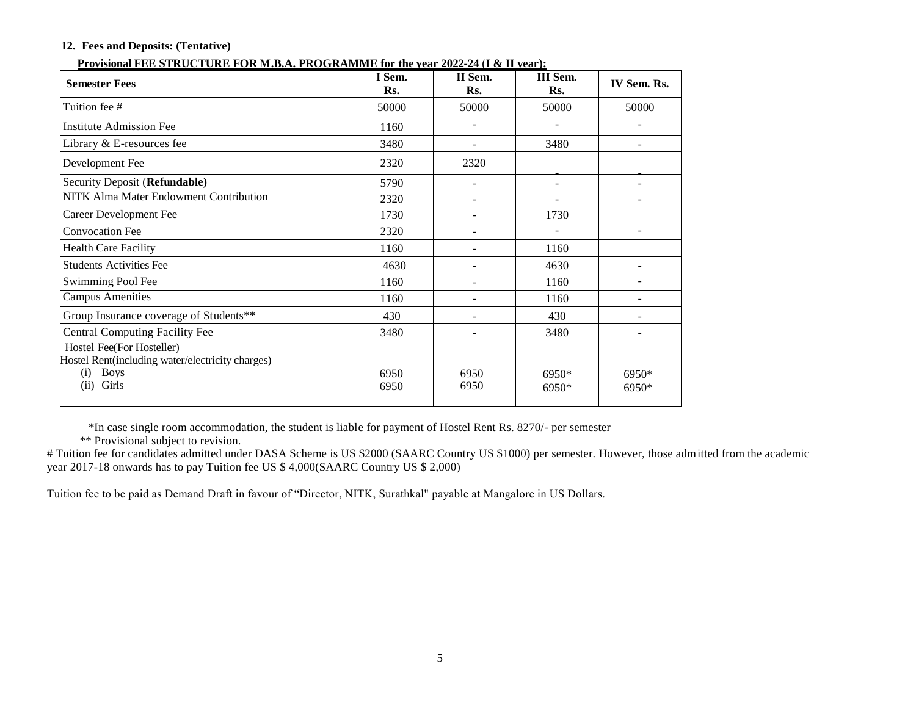**12. Fees and Deposits: (Tentative)**

**Provisional FEE STRUCTURE FOR M.B.A. PROGRAMME for the year 2022-24 (I & II year):**

| Semester Fees | I Sem. Rs. | II Sem. Rs. | III Sem. Rs. | IV Sem. Rs. |
|---|---|---|---|---|
| Tuition fee # | 50000 | 50000 | 50000 | 50000 |
| Institute Admission Fee | 1160 | - | - | - |
| Library & E-resources fee | 3480 | - | 3480 | - |
| Development Fee | 2320 | 2320 | - | - |
| Security Deposit (**Refundable**) | 5790 | - | - | - |
| NITK Alma Mater Endowment Contribution | 2320 | - | - | - |
| Career Development Fee | 1730 | - | 1730 | |
| Convocation Fee | 2320 | - | - | - |
| Health Care Facility | 1160 | - | 1160 | |
| Students Activities Fee | 4630 | - | 4630 | - |
| Swimming Pool Fee | 1160 | - | 1160 | - |
| Campus Amenities | 1160 | - | 1160 | - |
| Group Insurance coverage of Students** | 430 | - | 430 | - |
| Central Computing Facility Fee | 3480 | - | 3480 | - |
| Hostel Fee(For Hosteller) Hostel Rent(including water/electricity charges) (i) Boys | 6950 | 6950 | 6950* | 6950* |
| (ii) Girls | 6950 | 6950 | 6950* | 6950* |

*In case single room accommodation, the student is liable for payment of Hostel Rent Rs. 8270/- per semester

** Provisional subject to revision.

# Tuition fee for candidates admitted under DASA Scheme is US $2000 (SAARC Country US $1000) per semester. However, those admitted from the academic year 2017-18 onwards has to pay Tuition fee US $ 4,000(SAARC Country US $ 2,000)

Tuition fee to be paid as Demand Draft in favour of "Director, NITK, Surathkal" payable at Mangalore in US Dollars.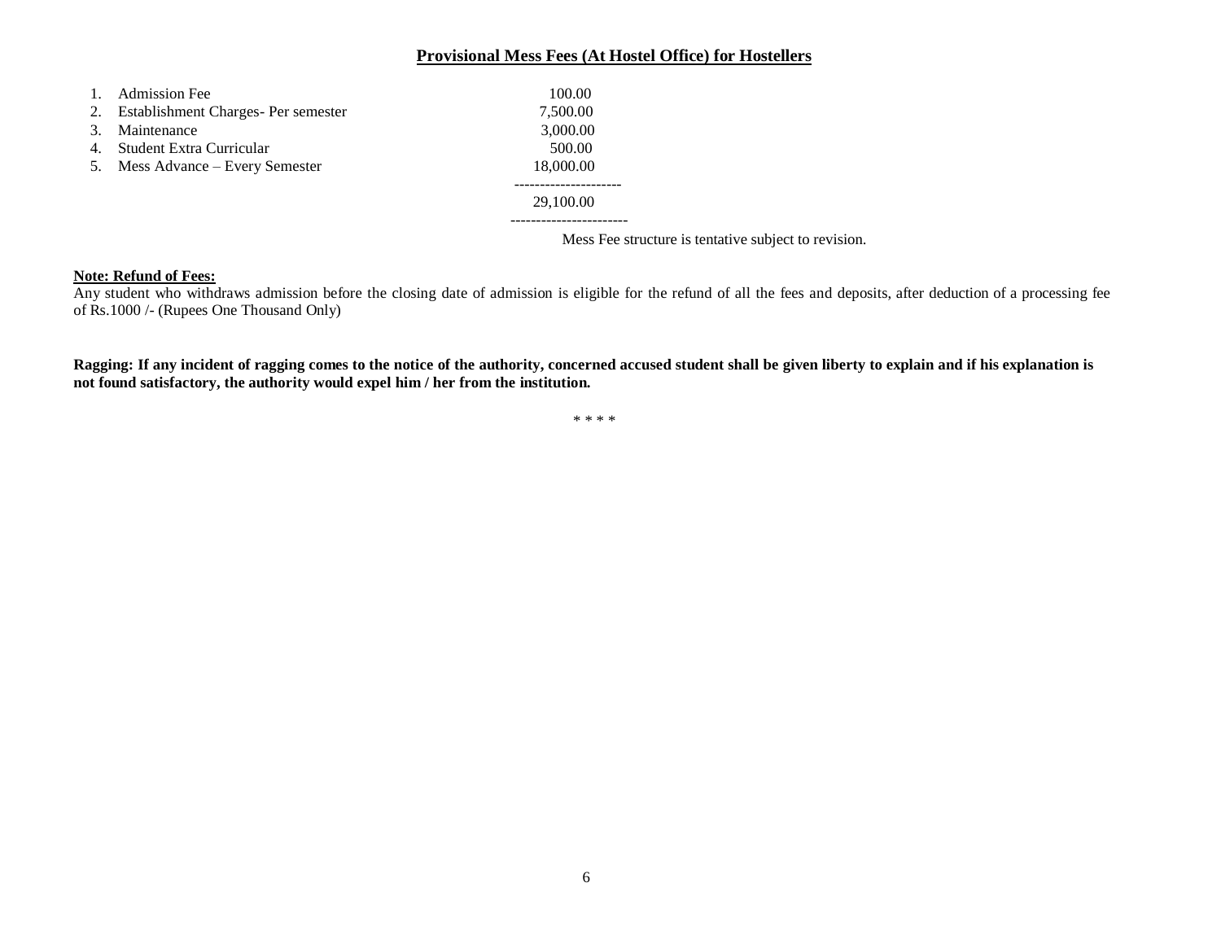## Provisional Mess Fees (At Hostel Office) for Hostellers

| | | |
|---|---|---|
| 1. | Admission Fee | 100.00 |
| 2. | Establishment Charges- Per semester | 7,500.00 |
| 3. | Maintenance | 3,000.00 |
| 4. | Student Extra Curricular | 500.00 |
| 5. | Mess Advance – Every Semester | 18,000.00 |
| | | 29,100.00 |

Mess Fee structure is tentative subject to revision.

**Note: Refund of Fees:**

Any student who withdraws admission before the closing date of admission is eligible for the refund of all the fees and deposits, after deduction of a processing fee of Rs.1000 /- (Rupees One Thousand Only)

**Ragging: If any incident of ragging comes to the notice of the authority, concerned accused student shall be given liberty to explain and if his explanation is not found satisfactory, the authority would expel him / her from the institution.**

\* \* \* \*